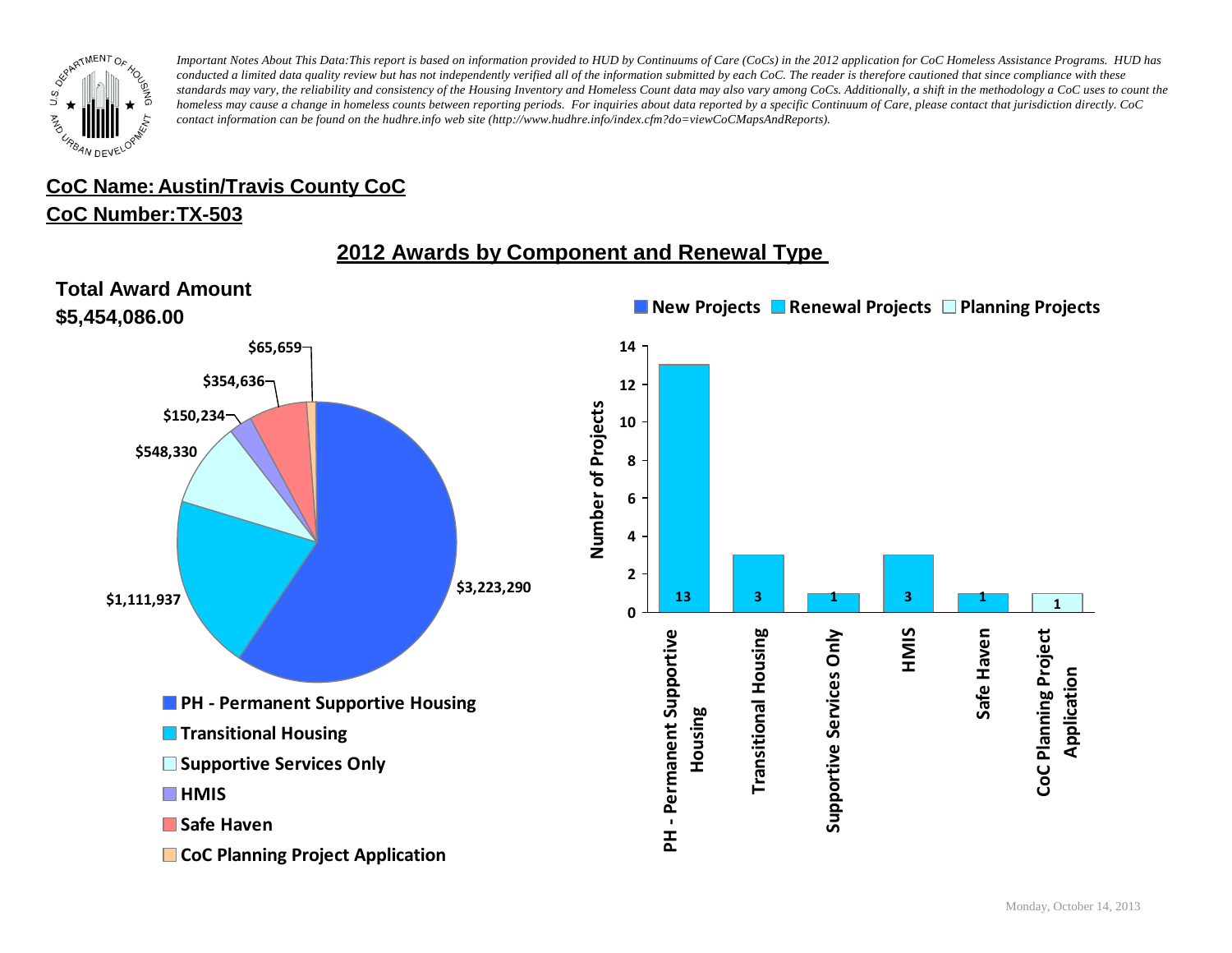*Important Notes About This Data:This report is based on information provided to HUD by Continuums of Care (CoCs) in the 2012 application for CoC Homeless Assistance Programs. HUD has conducted a limited data quality review but has not independently verified all of the information submitted by each CoC. The reader is therefore cautioned that since compliance with these standards may vary, the reliability and consistency of the Housing Inventory and Homeless Count data may also vary among CoCs. Additionally, a shift in the methodology a CoC uses to count the homeless may cause a change in homeless counts between reporting periods. For inquiries about data reported by a specific Continuum of Care, please contact that jurisdiction directly. CoC contact information can be found on the hudhre.info web site (http://www.hudhre.info/index.cfm?do=viewCoCMapsAndReports).*

## CoC Name: Austin/Travis County CoC

## CoC Number:TX-503

# 2012 Awards by Component and Renewal Type

**Total Award Amount**

**$5,454,086.00**

| Component | Award Amount |
| --- | --- |
| PH - Permanent Supportive Housing | $3,223,290 |
| Transitional Housing | $1,111,937 |
| Supportive Services Only | $548,330 |
| HMIS | $150,234 |
| Safe Haven | $354,636 |
| CoC Planning Project Application | $65,659 |

**Number of Projects** (New Projects / Renewal Projects / Planning Projects)

| Component | Number of Projects | Type |
| --- | --- | --- |
| PH - Permanent Supportive Housing | 13 | Renewal Projects |
| Transitional Housing | 3 | Renewal Projects |
| Supportive Services Only | 1 | Renewal Projects |
| HMIS | 3 | Renewal Projects |
| Safe Haven | 1 | Renewal Projects |
| CoC Planning Project Application | 1 | Planning Projects |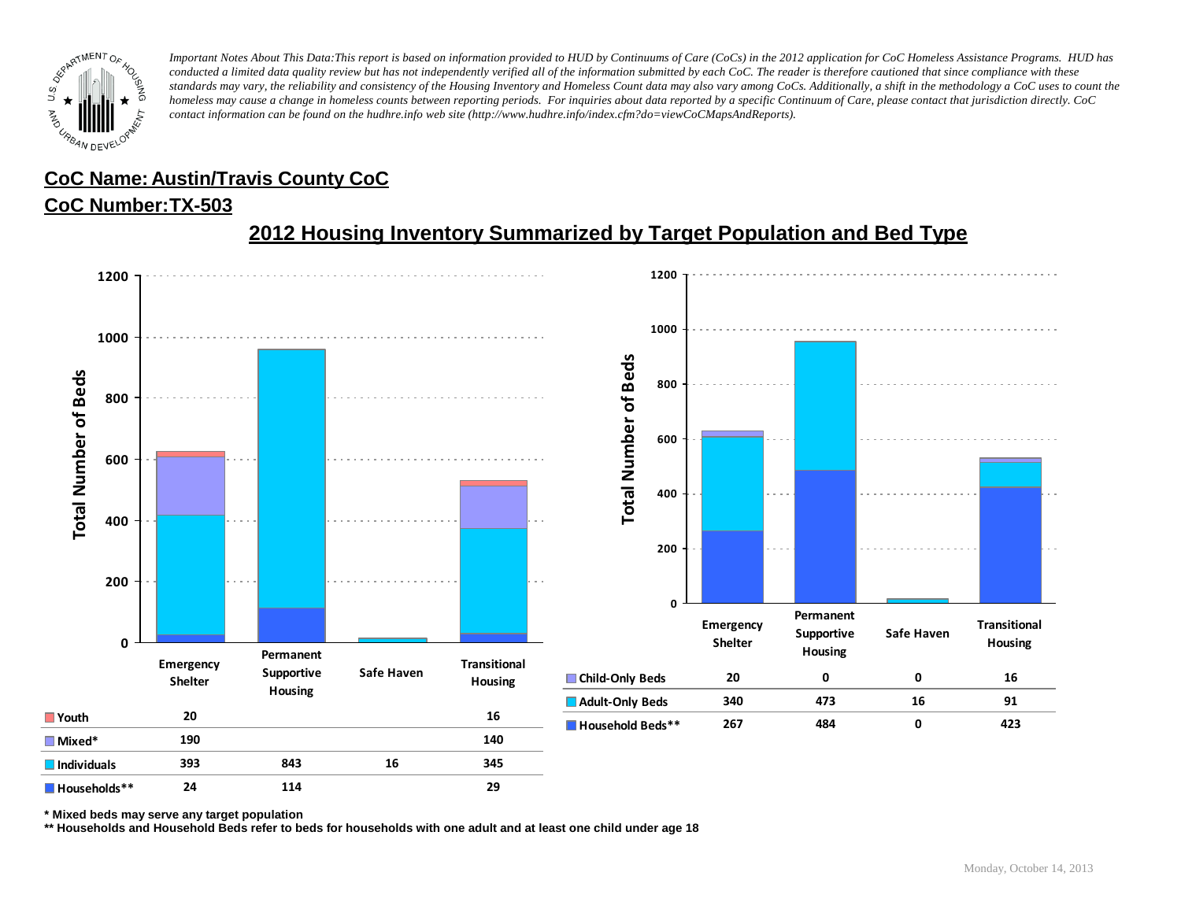*Important Notes About This Data:This report is based on information provided to HUD by Continuums of Care (CoCs) in the 2012 application for CoC Homeless Assistance Programs. HUD has conducted a limited data quality review but has not independently verified all of the information submitted by each CoC. The reader is therefore cautioned that since compliance with these standards may vary, the reliability and consistency of the Housing Inventory and Homeless Count data may also vary among CoCs. Additionally, a shift in the methodology a CoC uses to count the homeless may cause a change in homeless counts between reporting periods. For inquiries about data reported by a specific Continuum of Care, please contact that jurisdiction directly. CoC contact information can be found on the hudhre.info web site (http://www.hudhre.info/index.cfm?do=viewCoCMapsAndReports).*

## CoC Name: Austin/Travis County CoC

## CoC Number:TX-503

## 2012 Housing Inventory Summarized by Target Population and Bed Type

| | Emergency Shelter | Permanent Supportive Housing | Safe Haven | Transitional Housing |
|---|---|---|---|---|
| Youth | 20 | | | 16 |
| Mixed* | 190 | | | 140 |
| Individuals | 393 | 843 | 16 | 345 |
| Households** | 24 | 114 | | 29 |

| | Emergency Shelter | Permanent Supportive Housing | Safe Haven | Transitional Housing |
|---|---|---|---|---|
| Child-Only Beds | 20 | 0 | 0 | 16 |
| Adult-Only Beds | 340 | 473 | 16 | 91 |
| Household Beds** | 267 | 484 | 0 | 423 |

**\* Mixed beds may serve any target population**

**\*\* Households and Household Beds refer to beds for households with one adult and at least one child under age 18**

Monday, October 14, 2013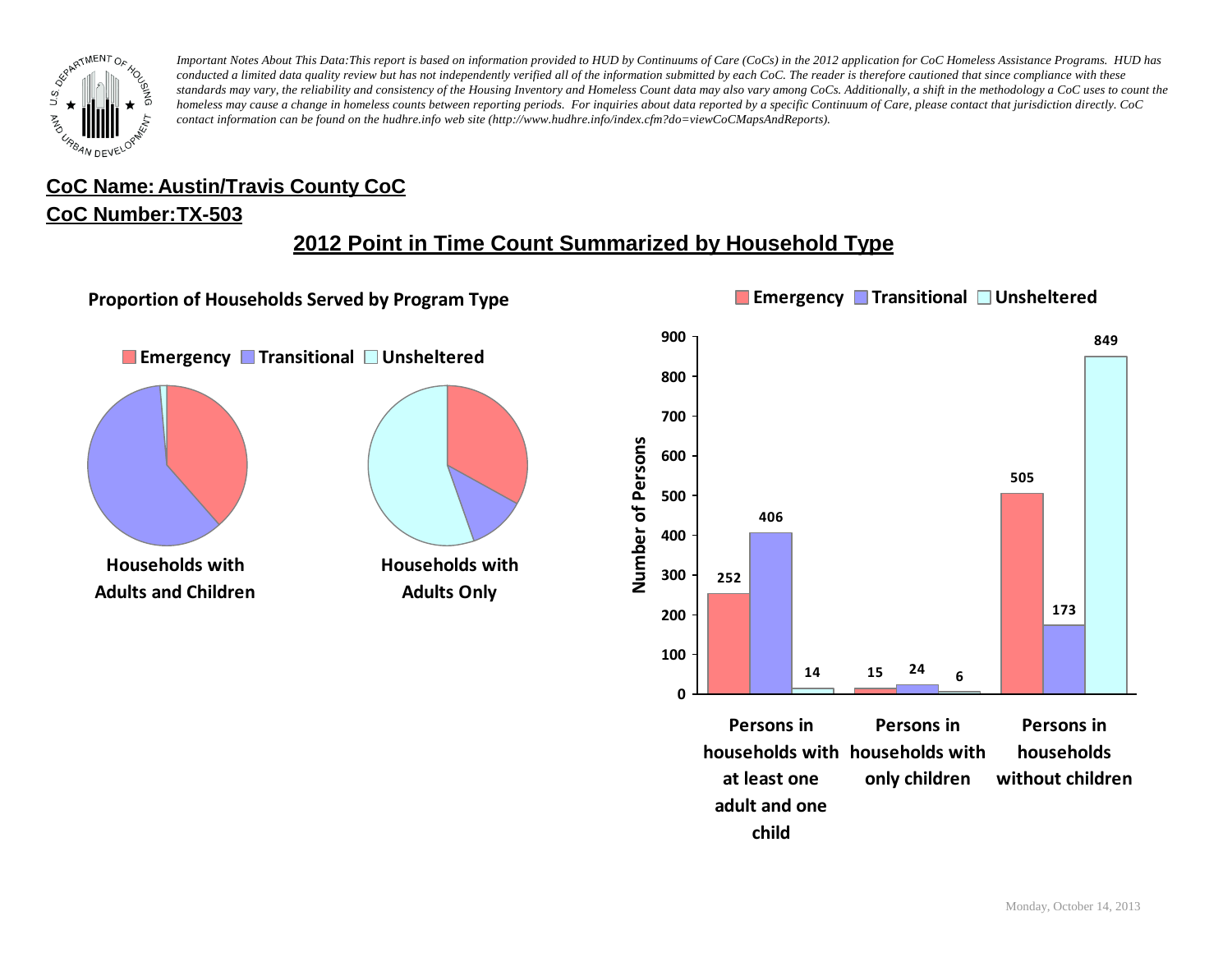*Important Notes About This Data:This report is based on information provided to HUD by Continuums of Care (CoCs) in the 2012 application for CoC Homeless Assistance Programs. HUD has conducted a limited data quality review but has not independently verified all of the information submitted by each CoC. The reader is therefore cautioned that since compliance with these standards may vary, the reliability and consistency of the Housing Inventory and Homeless Count data may also vary among CoCs. Additionally, a shift in the methodology a CoC uses to count the homeless may cause a change in homeless counts between reporting periods. For inquiries about data reported by a specific Continuum of Care, please contact that jurisdiction directly. CoC contact information can be found on the hudhre.info web site (http://www.hudhre.info/index.cfm?do=viewCoCMapsAndReports).*

## CoC Name: Austin/Travis County CoC

## CoC Number:TX-503

# 2012 Point in Time Count Summarized by Household Type

### Proportion of Households Served by Program Type

Emergency | Transitional | Unsheltered

Households with Adults and Children

Households with Adults Only

| Number of Persons | Emergency | Transitional | Unsheltered |
|---|---|---|---|
| Persons in households with at least one adult and one child | 252 | 406 | 14 |
| Persons in households with only children | 15 | 24 | 6 |
| Persons in households without children | 505 | 173 | 849 |

Monday, October 14, 2013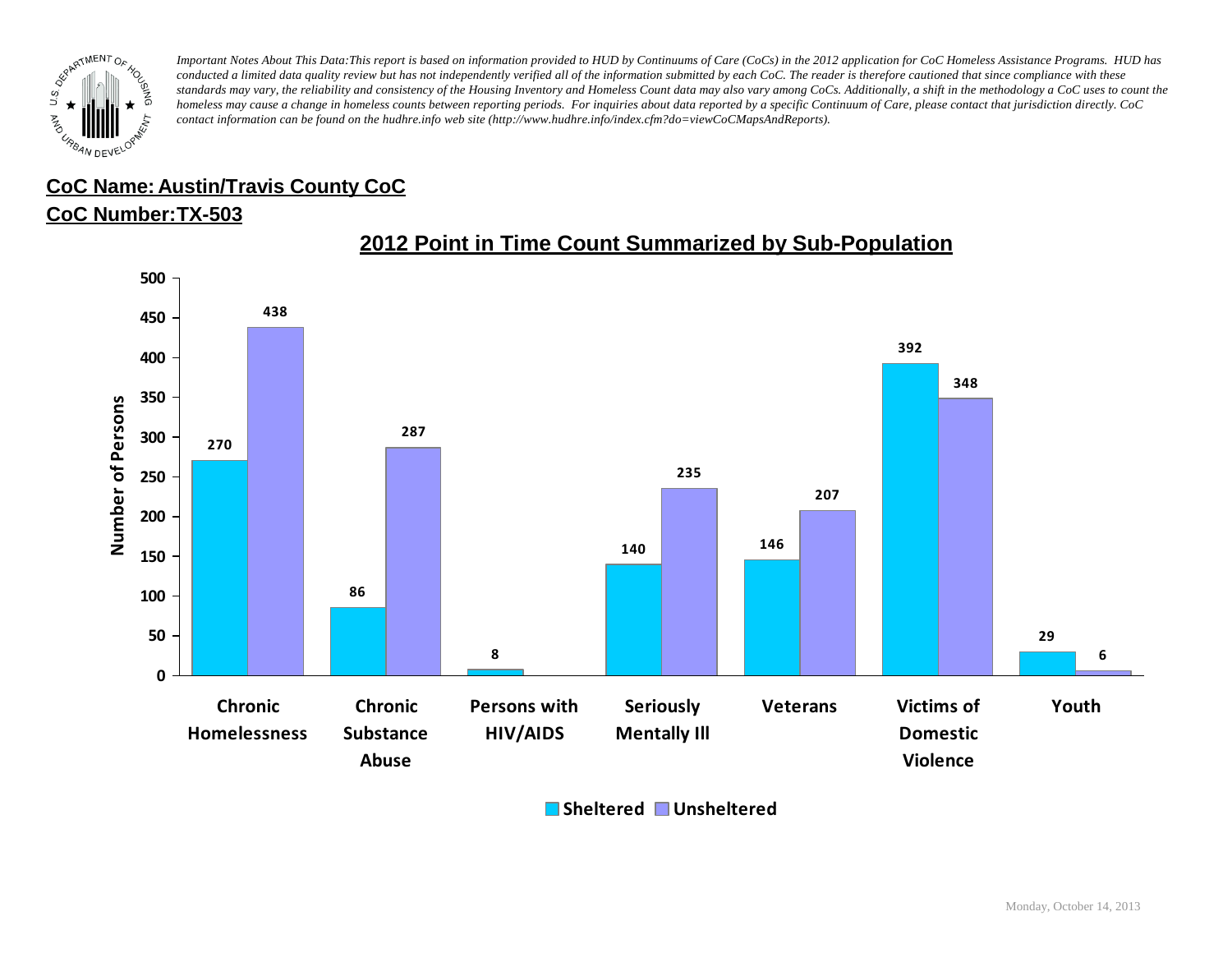*Important Notes About This Data:This report is based on information provided to HUD by Continuums of Care (CoCs) in the 2012 application for CoC Homeless Assistance Programs. HUD has conducted a limited data quality review but has not independently verified all of the information submitted by each CoC. The reader is therefore cautioned that since compliance with these standards may vary, the reliability and consistency of the Housing Inventory and Homeless Count data may also vary among CoCs. Additionally, a shift in the methodology a CoC uses to count the homeless may cause a change in homeless counts between reporting periods. For inquiries about data reported by a specific Continuum of Care, please contact that jurisdiction directly. CoC contact information can be found on the hudhre.info web site (http://www.hudhre.info/index.cfm?do=viewCoCMapsAndReports).*

## CoC Name: Austin/Travis County CoC

## CoC Number:TX-503

## 2012 Point in Time Count Summarized by Sub-Population

Number of Persons

0
50
100
150
200
250
300
350
400
450
500

Chronic Homelessness: 270, 438
Chronic Substance Abuse: 86, 287
Persons with HIV/AIDS: 8
Seriously Mentally Ill: 140, 235
Veterans: 146, 207
Victims of Domestic Violence: 392, 348
Youth: 29, 6

Sheltered
Unsheltered

Monday, October 14, 2013